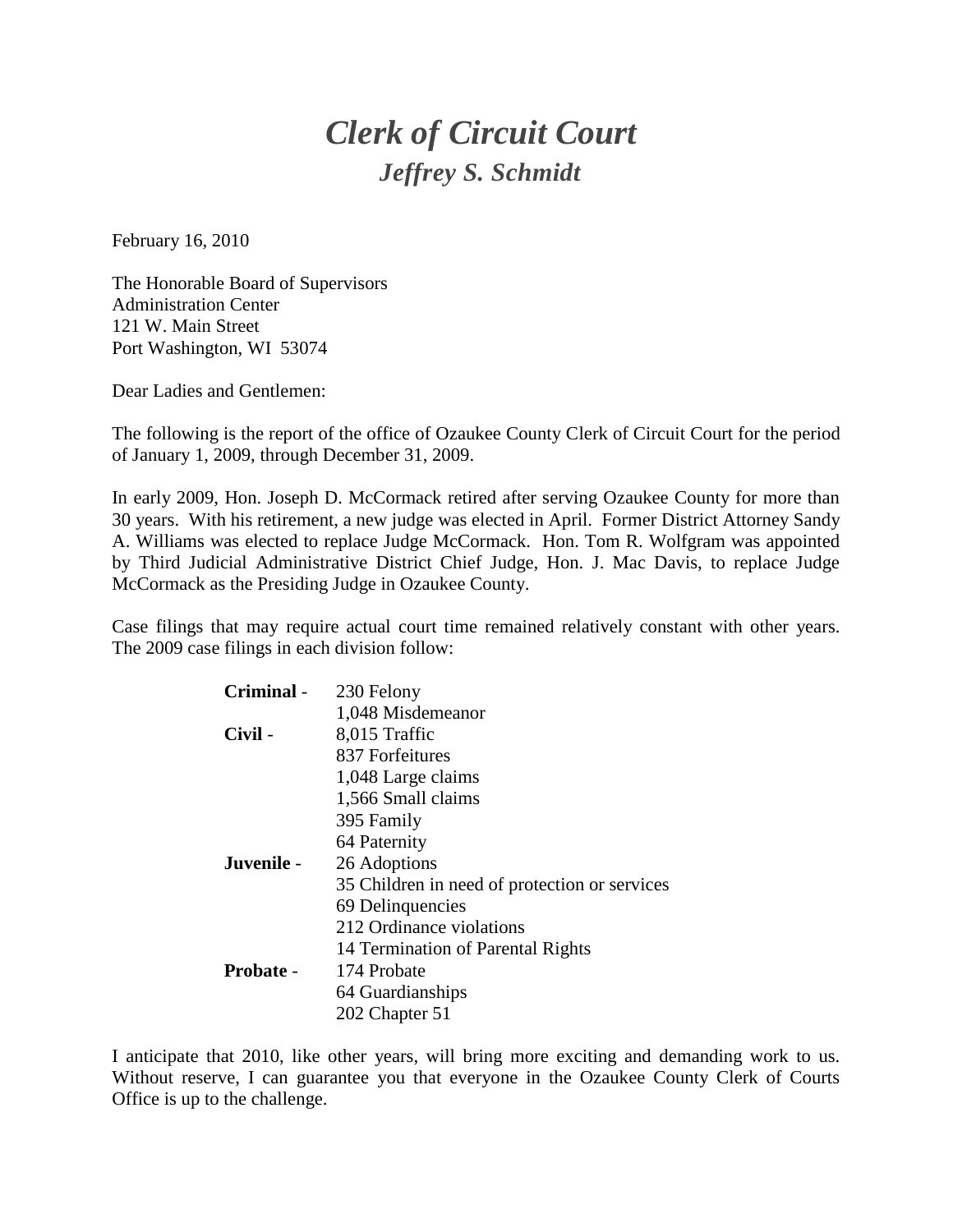# *Clerk of Circuit Court*

## *Jeffrey S. Schmidt*

February 16, 2010

The Honorable Board of Supervisors
Administration Center
121 W. Main Street
Port Washington, WI 53074

Dear Ladies and Gentlemen:

The following is the report of the office of Ozaukee County Clerk of Circuit Court for the period of January 1, 2009, through December 31, 2009.

In early 2009, Hon. Joseph D. McCormack retired after serving Ozaukee County for more than 30 years. With his retirement, a new judge was elected in April. Former District Attorney Sandy A. Williams was elected to replace Judge McCormack. Hon. Tom R. Wolfgram was appointed by Third Judicial Administrative District Chief Judge, Hon. J. Mac Davis, to replace Judge McCormack as the Presiding Judge in Ozaukee County.

Case filings that may require actual court time remained relatively constant with other years. The 2009 case filings in each division follow:

| | |
|---|---|
| **Criminal** - | 230 Felony |
| | 1,048 Misdemeanor |
| **Civil** - | 8,015 Traffic |
| | 837 Forfeitures |
| | 1,048 Large claims |
| | 1,566 Small claims |
| | 395 Family |
| | 64 Paternity |
| **Juvenile** - | 26 Adoptions |
| | 35 Children in need of protection or services |
| | 69 Delinquencies |
| | 212 Ordinance violations |
| | 14 Termination of Parental Rights |
| **Probate** - | 174 Probate |
| | 64 Guardianships |
| | 202 Chapter 51 |

I anticipate that 2010, like other years, will bring more exciting and demanding work to us. Without reserve, I can guarantee you that everyone in the Ozaukee County Clerk of Courts Office is up to the challenge.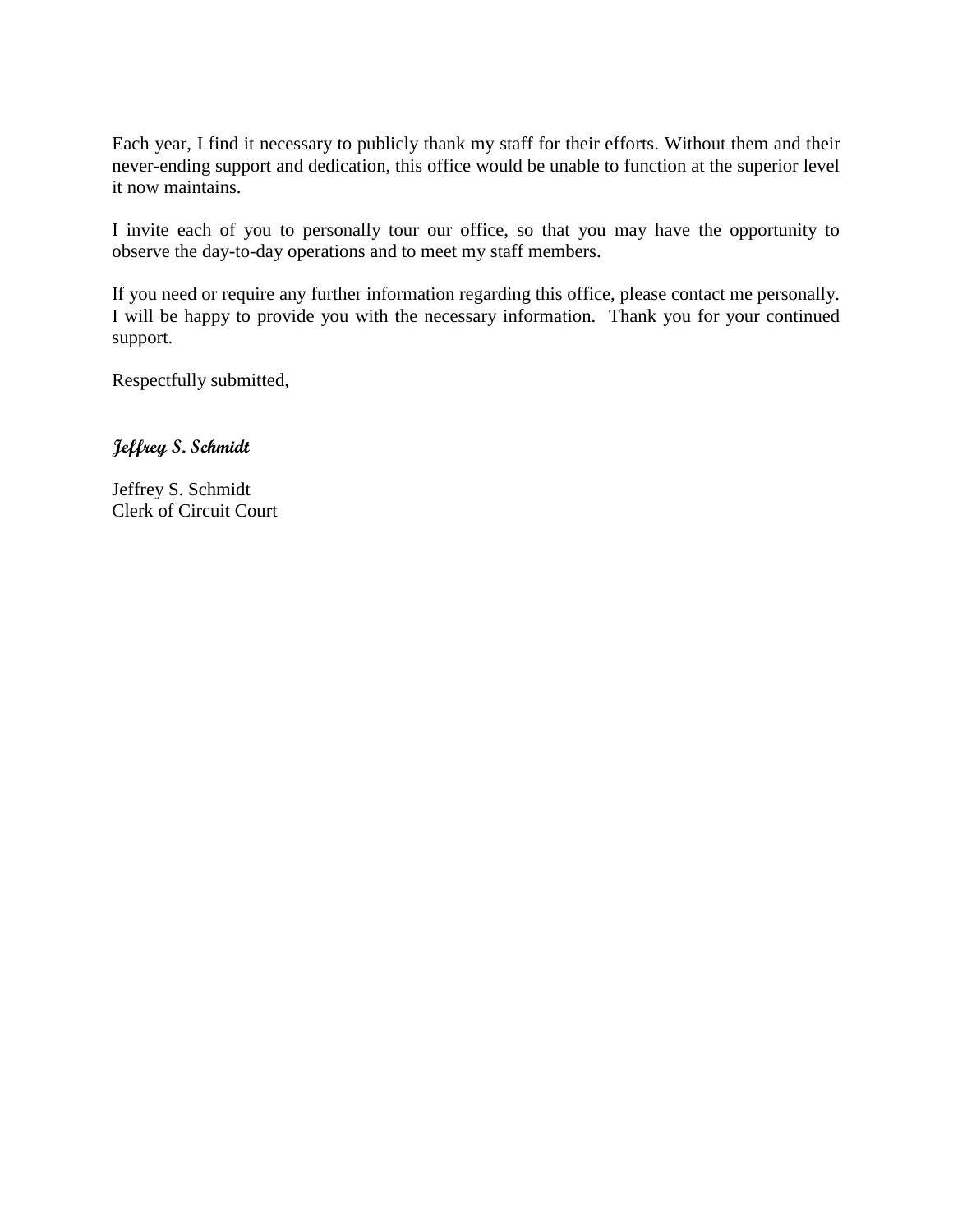Each year, I find it necessary to publicly thank my staff for their efforts. Without them and their never-ending support and dedication, this office would be unable to function at the superior level it now maintains.

I invite each of you to personally tour our office, so that you may have the opportunity to observe the day-to-day operations and to meet my staff members.

If you need or require any further information regarding this office, please contact me personally. I will be happy to provide you with the necessary information. Thank you for your continued support.

Respectfully submitted,

***Jeffrey S. Schmidt***

Jeffrey S. Schmidt
Clerk of Circuit Court